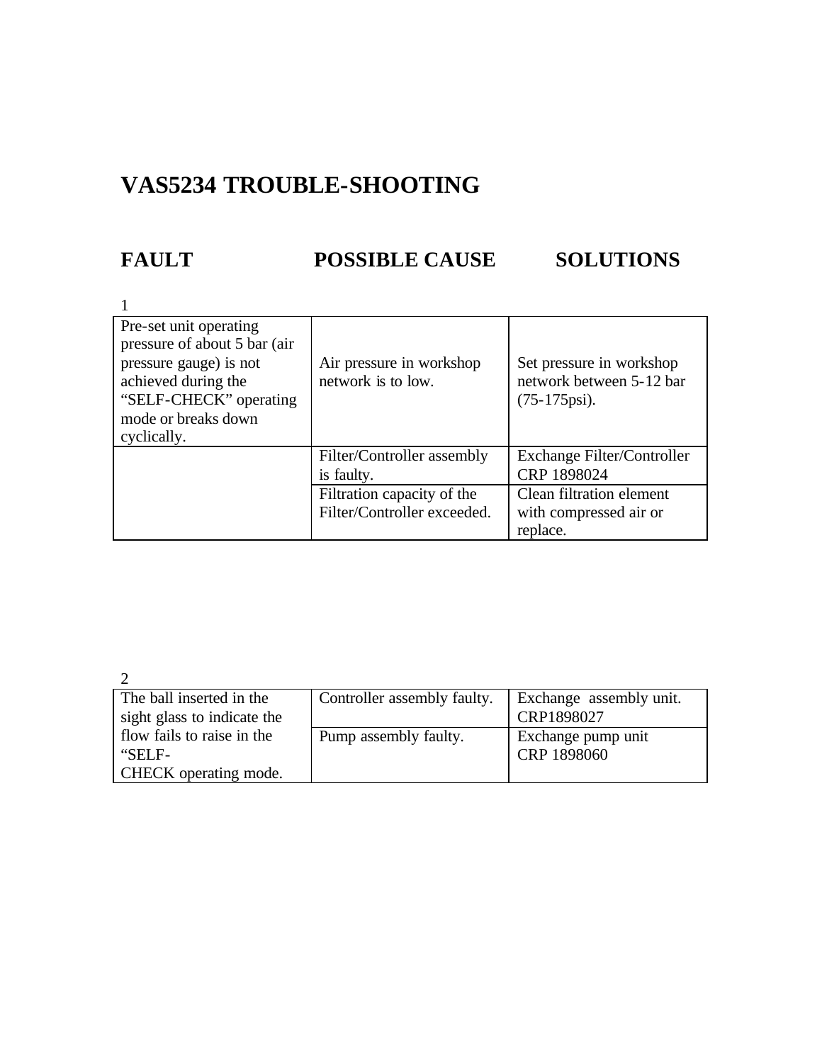# VAS5234 TROUBLE-SHOOTING

## FAULT / POSSIBLE CAUSE / SOLUTIONS

1

| FAULT | POSSIBLE CAUSE | SOLUTIONS |
|---|---|---|
| Pre-set unit operating pressure of about 5 bar (air pressure gauge) is not achieved during the "SELF-CHECK" operating mode or breaks down cyclically. | Air pressure in workshop network is to low. | Set pressure in workshop network between 5-12 bar (75-175psi). |
| | Filter/Controller assembly is faulty. | Exchange Filter/Controller CRP 1898024 |
| | Filtration capacity of the Filter/Controller exceeded. | Clean filtration element with compressed air or replace. |

2

| FAULT | POSSIBLE CAUSE | SOLUTIONS |
|---|---|---|
| The ball inserted in the sight glass to indicate the flow fails to raise in the "SELF-CHECK operating mode. | Controller assembly faulty. | Exchange assembly unit. CRP1898027 |
| | Pump assembly faulty. | Exchange pump unit CRP 1898060 |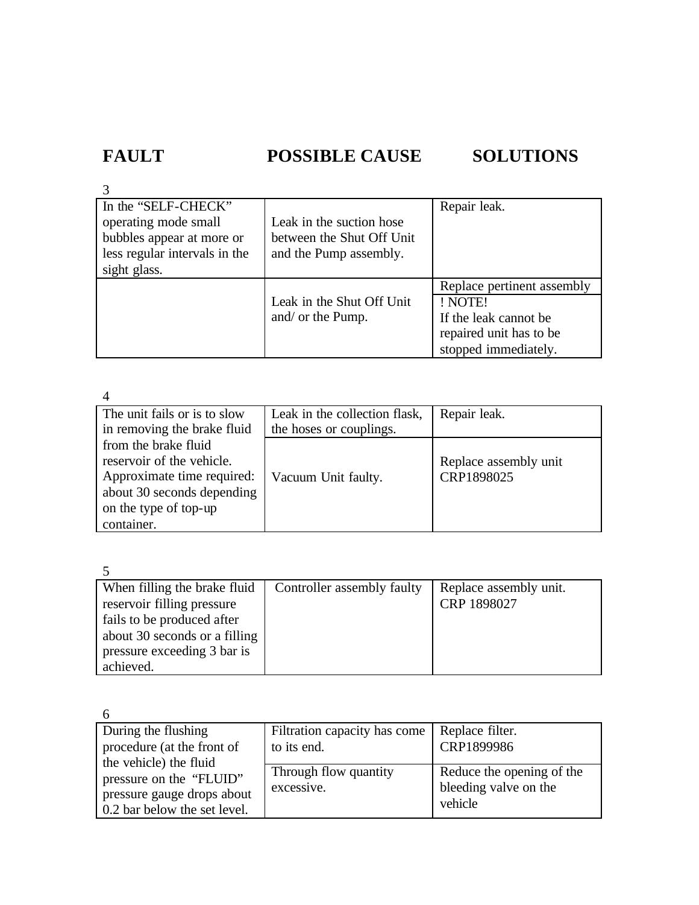**FAULT** **POSSIBLE CAUSE** **SOLUTIONS**

3

| FAULT | POSSIBLE CAUSE | SOLUTIONS |
|---|---|---|
| In the "SELF-CHECK" operating mode small bubbles appear at more or less regular intervals in the sight glass. | Leak in the suction hose between the Shut Off Unit and the Pump assembly. | Repair leak. |
| | Leak in the Shut Off Unit and/ or the Pump. | Replace pertinent assembly |
| | | ! NOTE! If the leak cannot be repaired unit has to be stopped immediately. |

4

| FAULT | POSSIBLE CAUSE | SOLUTIONS |
|---|---|---|
| The unit fails or is to slow in removing the brake fluid from the brake fluid reservoir of the vehicle. Approximate time required: about 30 seconds depending on the type of top-up container. | Leak in the collection flask, the hoses or couplings. | Repair leak. |
| | Vacuum Unit faulty. | Replace assembly unit CRP1898025 |

5

| FAULT | POSSIBLE CAUSE | SOLUTIONS |
|---|---|---|
| When filling the brake fluid reservoir filling pressure fails to be produced after about 30 seconds or a filling pressure exceeding 3 bar is achieved. | Controller assembly faulty | Replace assembly unit. CRP 1898027 |

6

| FAULT | POSSIBLE CAUSE | SOLUTIONS |
|---|---|---|
| During the flushing procedure (at the front of the vehicle) the fluid pressure on the "FLUID" pressure gauge drops about 0.2 bar below the set level. | Filtration capacity has come to its end. | Replace filter. CRP1899986 |
| | Through flow quantity excessive. | Reduce the opening of the bleeding valve on the vehicle |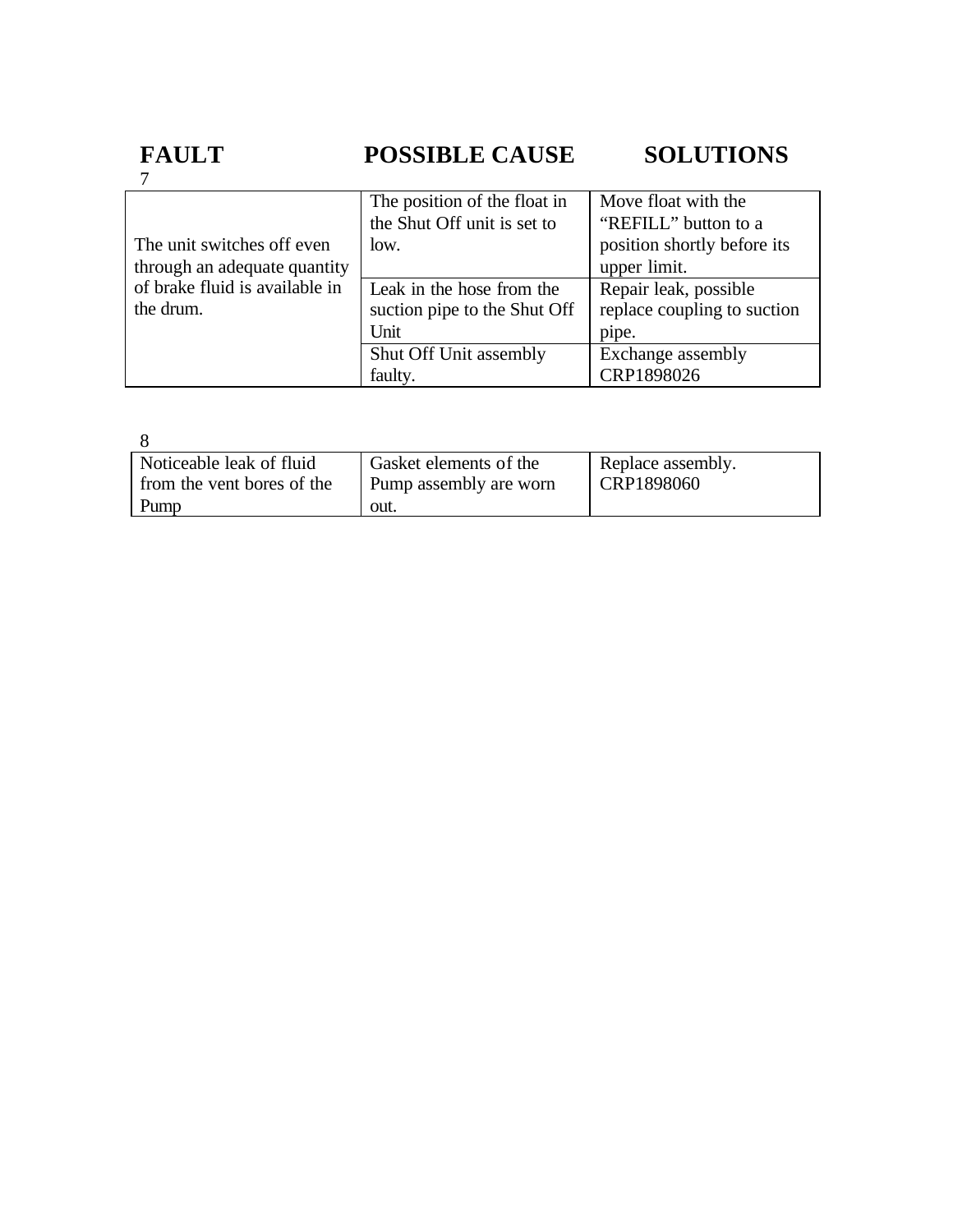| FAULT | POSSIBLE CAUSE | SOLUTIONS |
|---|---|---|
| 7 | | |
| The unit switches off even through an adequate quantity of brake fluid is available in the drum. | The position of the float in the Shut Off unit is set to low. | Move float with the “REFILL” button to a position shortly before its upper limit. |
| | Leak in the hose from the suction pipe to the Shut Off Unit | Repair leak, possible replace coupling to suction pipe. |
| | Shut Off Unit assembly faulty. | Exchange assembly CRP1898026 |

8

| | | |
|---|---|---|
| Noticeable leak of fluid from the vent bores of the Pump | Gasket elements of the Pump assembly are worn out. | Replace assembly. CRP1898060 |